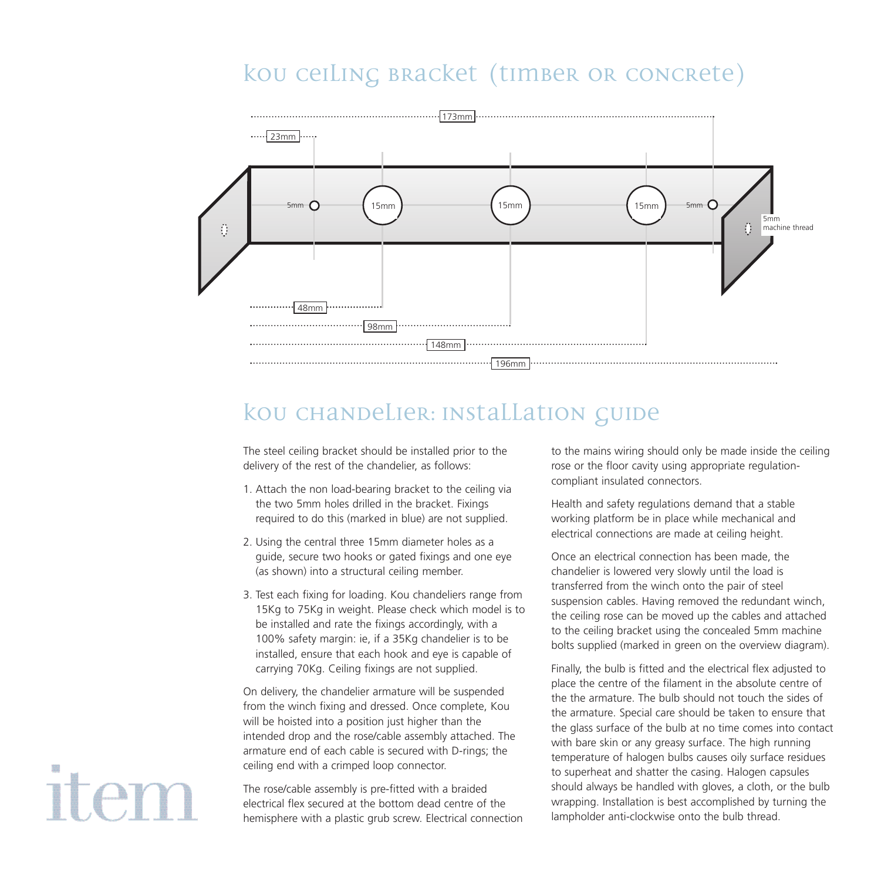# KOU CEILING BRACKET (TIMBER OR CONCRETE)

173mm

23mm

5mm 15mm 15mm 15mm 5mm

5mm machine thread

48mm

98mm

148mm

196mm

# KOU CHANDELIER: INSTALLATION GUIDE

The steel ceiling bracket should be installed prior to the delivery of the rest of the chandelier, as follows:

1. Attach the non load-bearing bracket to the ceiling via the two 5mm holes drilled in the bracket. Fixings required to do this (marked in blue) are not supplied.
2. Using the central three 15mm diameter holes as a guide, secure two hooks or gated fixings and one eye (as shown) into a structural ceiling member.
3. Test each fixing for loading. Kou chandeliers range from 15Kg to 75Kg in weight. Please check which model is to be installed and rate the fixings accordingly, with a 100% safety margin: ie, if a 35Kg chandelier is to be installed, ensure that each hook and eye is capable of carrying 70Kg. Ceiling fixings are not supplied.

On delivery, the chandelier armature will be suspended from the winch fixing and dressed. Once complete, Kou will be hoisted into a position just higher than the intended drop and the rose/cable assembly attached. The armature end of each cable is secured with D-rings; the ceiling end with a crimped loop connector.

The rose/cable assembly is pre-fitted with a braided electrical flex secured at the bottom dead centre of the hemisphere with a plastic grub screw. Electrical connection to the mains wiring should only be made inside the ceiling rose or the floor cavity using appropriate regulation-compliant insulated connectors.

Health and safety regulations demand that a stable working platform be in place while mechanical and electrical connections are made at ceiling height.

Once an electrical connection has been made, the chandelier is lowered very slowly until the load is transferred from the winch onto the pair of steel suspension cables. Having removed the redundant winch, the ceiling rose can be moved up the cables and attached to the ceiling bracket using the concealed 5mm machine bolts supplied (marked in green on the overview diagram).

Finally, the bulb is fitted and the electrical flex adjusted to place the centre of the filament in the absolute centre of the the armature. The bulb should not touch the sides of the armature. Special care should be taken to ensure that the glass surface of the bulb at no time comes into contact with bare skin or any greasy surface. The high running temperature of halogen bulbs causes oily surface residues to superheat and shatter the casing. Halogen capsules should always be handled with gloves, a cloth, or the bulb wrapping. Installation is best accomplished by turning the lampholder anti-clockwise onto the bulb thread.

item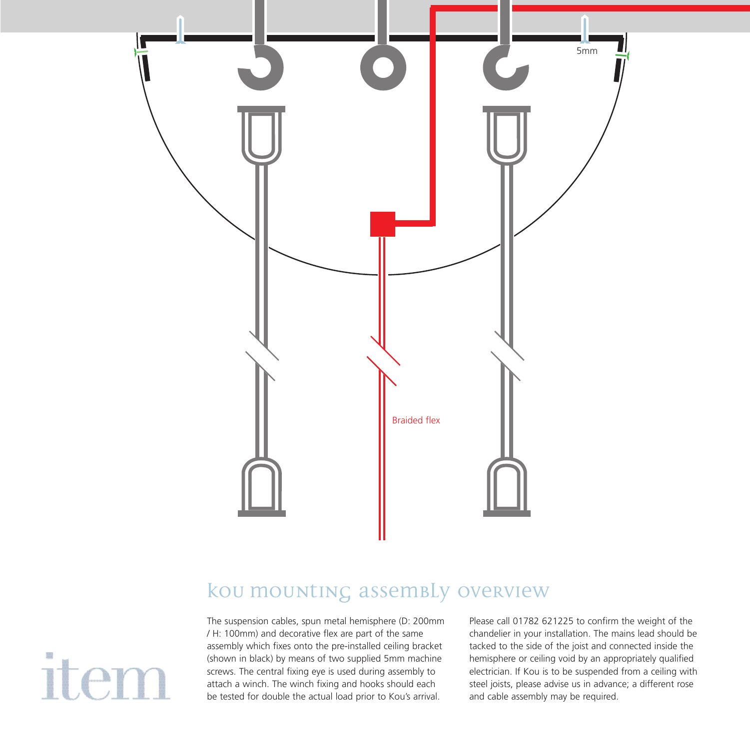5mm

Braided flex

# KOU MOUNTING ASSEMBLY OVERVIEW

The suspension cables, spun metal hemisphere (D: 200mm / H: 100mm) and decorative flex are part of the same assembly which fixes onto the pre-installed ceiling bracket (shown in black) by means of two supplied 5mm machine screws. The central fixing eye is used during assembly to attach a winch. The winch fixing and hooks should each be tested for double the actual load prior to Kou's arrival.

Please call 01782 621225 to confirm the weight of the chandelier in your installation. The mains lead should be tacked to the side of the joist and connected inside the hemisphere or ceiling void by an appropriately qualified electrician. If Kou is to be suspended from a ceiling with steel joists, please advise us in advance; a different rose and cable assembly may be required.

item